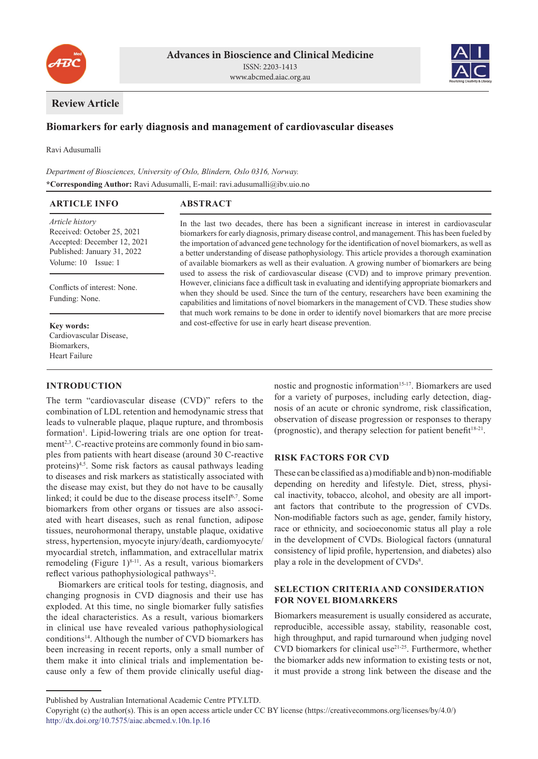Advances in Bioscience and Clinical Medicine

ISSN: 2203-1413

www.abcmed.aiac.org.au

**Review Article**

# Biomarkers for early diagnosis and management of cardiovascular diseases

Ravi Adusumalli

*Department of Biosciences, University of Oslo, Blindern, Oslo 0316, Norway.*

***Corresponding Author:** Ravi Adusumalli, E-mail: ravi.adusumalli@ibv.uio.no

## ARTICLE INFO

*Article history*

Received: October 25, 2021

Accepted: December 12, 2021

Published: January 31, 2022

Volume: 10 Issue: 1

Conflicts of interest: None.

Funding: None.

**Key words:**

Cardiovascular Disease,

Biomarkers,

Heart Failure

## ABSTRACT

In the last two decades, there has been a significant increase in interest in cardiovascular biomarkers for early diagnosis, primary disease control, and management. This has been fueled by the importation of advanced gene technology for the identification of novel biomarkers, as well as a better understanding of disease pathophysiology. This article provides a thorough examination of available biomarkers as well as their evaluation. A growing number of biomarkers are being used to assess the risk of cardiovascular disease (CVD) and to improve primary prevention. However, clinicians face a difficult task in evaluating and identifying appropriate biomarkers and when they should be used. Since the turn of the century, researchers have been examining the capabilities and limitations of novel biomarkers in the management of CVD. These studies show that much work remains to be done in order to identify novel biomarkers that are more precise and cost-effective for use in early heart disease prevention.

## INTRODUCTION

The term "cardiovascular disease (CVD)" refers to the combination of LDL retention and hemodynamic stress that leads to vulnerable plaque, plaque rupture, and thrombosis formation[1]. Lipid-lowering trials are one option for treatment[2,3]. C-reactive proteins are commonly found in bio samples from patients with heart disease (around 30 C-reactive proteins)[4,5]. Some risk factors as causal pathways leading to diseases and risk markers as statistically associated with the disease may exist, but they do not have to be causally linked; it could be due to the disease process itself[6,7]. Some biomarkers from other organs or tissues are also associated with heart diseases, such as renal function, adipose tissues, neurohormonal therapy, unstable plaque, oxidative stress, hypertension, myocyte injury/death, cardiomyocyte/myocardial stretch, inflammation, and extracellular matrix remodeling (Figure 1)[8-11]. As a result, various biomarkers reflect various pathophysiological pathways[12].

Biomarkers are critical tools for testing, diagnosis, and changing prognosis in CVD diagnosis and their use has exploded. At this time, no single biomarker fully satisfies the ideal characteristics. As a result, various biomarkers in clinical use have revealed various pathophysiological conditions[14]. Although the number of CVD biomarkers has been increasing in recent reports, only a small number of them make it into clinical trials and implementation because only a few of them provide clinically useful diagnostic and prognostic information[15-17]. Biomarkers are used for a variety of purposes, including early detection, diagnosis of an acute or chronic syndrome, risk classification, observation of disease progression or responses to therapy (prognostic), and therapy selection for patient benefit[18-21].

## RISK FACTORS FOR CVD

These can be classified as a) modifiable and b) non-modifiable depending on heredity and lifestyle. Diet, stress, physical inactivity, tobacco, alcohol, and obesity are all important factors that contribute to the progression of CVDs. Non-modifiable factors such as age, gender, family history, race or ethnicity, and socioeconomic status all play a role in the development of CVDs. Biological factors (unnatural consistency of lipid profile, hypertension, and diabetes) also play a role in the development of CVDs[8].

## SELECTION CRITERIA AND CONSIDERATION FOR NOVEL BIOMARKERS

Biomarkers measurement is usually considered as accurate, reproducible, accessible assay, stability, reasonable cost, high throughput, and rapid turnaround when judging novel CVD biomarkers for clinical use[21-25]. Furthermore, whether the biomarker adds new information to existing tests or not, it must provide a strong link between the disease and the

Published by Australian International Academic Centre PTY.LTD.

Copyright (c) the author(s). This is an open access article under CC BY license (https://creativecommons.org/licenses/by/4.0/)

http://dx.doi.org/10.7575/aiac.abcmed.v.10n.1p.16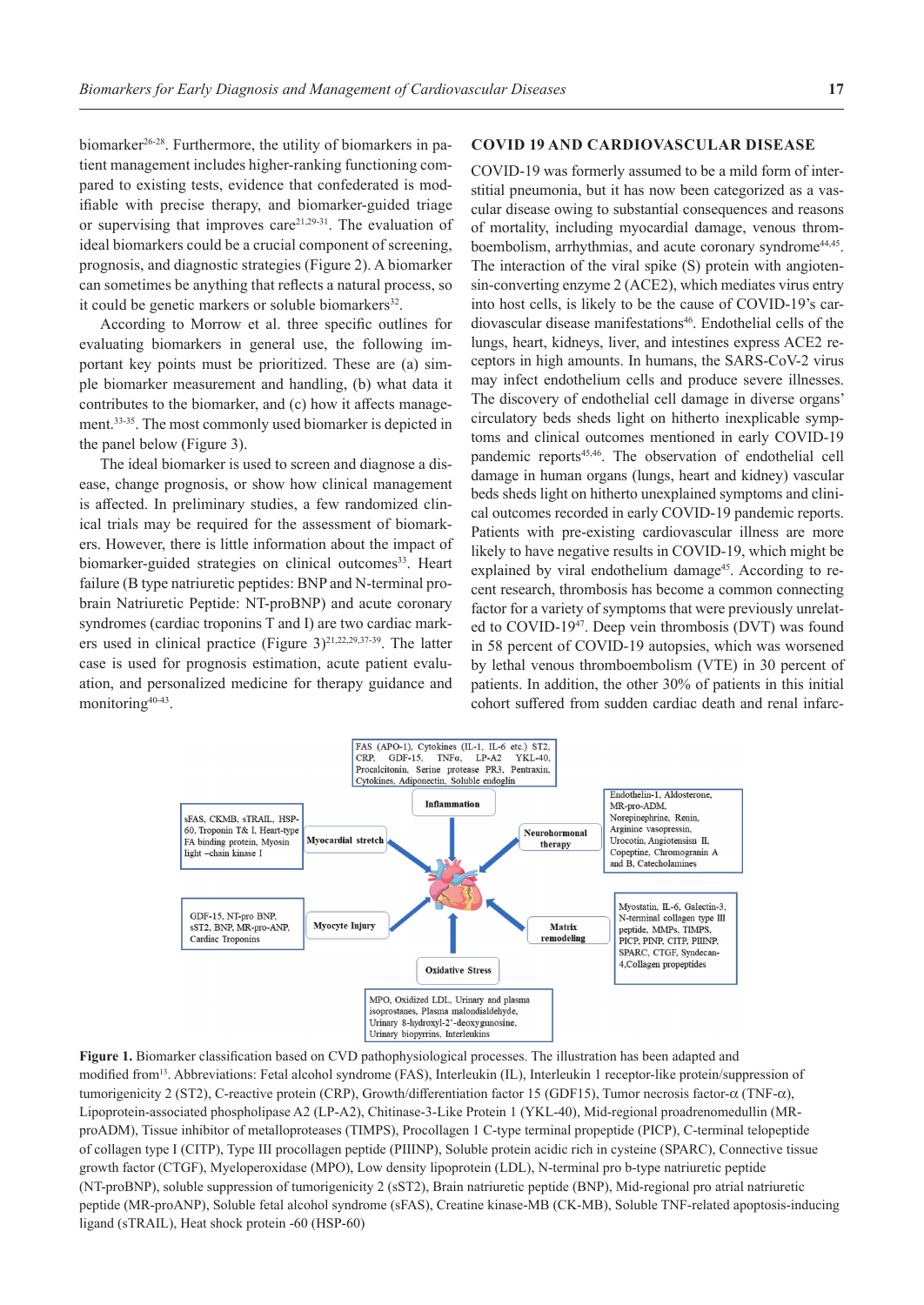biomarker[26-28]. Furthermore, the utility of biomarkers in patient management includes higher-ranking functioning compared to existing tests, evidence that confederated is modifiable with precise therapy, and biomarker-guided triage or supervising that improves care[21,29-31]. The evaluation of ideal biomarkers could be a crucial component of screening, prognosis, and diagnostic strategies (Figure 2). A biomarker can sometimes be anything that reflects a natural process, so it could be genetic markers or soluble biomarkers[32].

According to Morrow et al. three specific outlines for evaluating biomarkers in general use, the following important key points must be prioritized. These are (a) simple biomarker measurement and handling, (b) what data it contributes to the biomarker, and (c) how it affects management.[33-35]. The most commonly used biomarker is depicted in the panel below (Figure 3).

The ideal biomarker is used to screen and diagnose a disease, change prognosis, or show how clinical management is affected. In preliminary studies, a few randomized clinical trials may be required for the assessment of biomarkers. However, there is little information about the impact of biomarker-guided strategies on clinical outcomes[33]. Heart failure (B type natriuretic peptides: BNP and N-terminal probrain Natriuretic Peptide: NT-proBNP) and acute coronary syndromes (cardiac troponins T and I) are two cardiac markers used in clinical practice (Figure 3)[21,22,29,37-39]. The latter case is used for prognosis estimation, acute patient evaluation, and personalized medicine for therapy guidance and monitoring[40-43].

## COVID 19 AND CARDIOVASCULAR DISEASE

COVID-19 was formerly assumed to be a mild form of interstitial pneumonia, but it has now been categorized as a vascular disease owing to substantial consequences and reasons of mortality, including myocardial damage, venous thromboembolism, arrhythmias, and acute coronary syndrome[44,45]. The interaction of the viral spike (S) protein with angiotensin-converting enzyme 2 (ACE2), which mediates virus entry into host cells, is likely to be the cause of COVID-19's cardiovascular disease manifestations[46]. Endothelial cells of the lungs, heart, kidneys, liver, and intestines express ACE2 receptors in high amounts. In humans, the SARS-CoV-2 virus may infect endothelium cells and produce severe illnesses. The discovery of endothelial cell damage in diverse organs' circulatory beds sheds light on hitherto inexplicable symptoms and clinical outcomes mentioned in early COVID-19 pandemic reports[45,46]. The observation of endothelial cell damage in human organs (lungs, heart and kidney) vascular beds sheds light on hitherto unexplained symptoms and clinical outcomes recorded in early COVID-19 pandemic reports. Patients with pre-existing cardiovascular illness are more likely to have negative results in COVID-19, which might be explained by viral endothelium damage[45]. According to recent research, thrombosis has become a common connecting factor for a variety of symptoms that were previously unrelated to COVID-19[47]. Deep vein thrombosis (DVT) was found in 58 percent of COVID-19 autopsies, which was worsened by lethal venous thromboembolism (VTE) in 30 percent of patients. In addition, the other 30% of patients in this initial cohort suffered from sudden cardiac death and renal infarc-

**Figure 1.** Biomarker classification based on CVD pathophysiological processes. The illustration has been adapted and modified from[13]. Abbreviations: Fetal alcohol syndrome (FAS), Interleukin (IL), Interleukin 1 receptor-like protein/suppression of tumorigenicity 2 (ST2), C-reactive protein (CRP), Growth/differentiation factor 15 (GDF15), Tumor necrosis factor-α (TNF-α), Lipoprotein-associated phospholipase A2 (LP-A2), Chitinase-3-Like Protein 1 (YKL-40), Mid-regional proadrenomedullin (MR-proADM), Tissue inhibitor of metalloproteases (TIMPS), Procollagen 1 C-type terminal propeptide (PICP), C-terminal telopeptide of collagen type I (CITP), Type III procollagen peptide (PIIINP), Soluble protein acidic rich in cysteine (SPARC), Connective tissue growth factor (CTGF), Myeloperoxidase (MPO), Low density lipoprotein (LDL), N-terminal pro b-type natriuretic peptide (NT-proBNP), soluble suppression of tumorigenicity 2 (sST2), Brain natriuretic peptide (BNP), Mid-regional pro atrial natriuretic peptide (MR-proANP), Soluble fetal alcohol syndrome (sFAS), Creatine kinase-MB (CK-MB), Soluble TNF-related apoptosis-inducing ligand (sTRAIL), Heat shock protein -60 (HSP-60)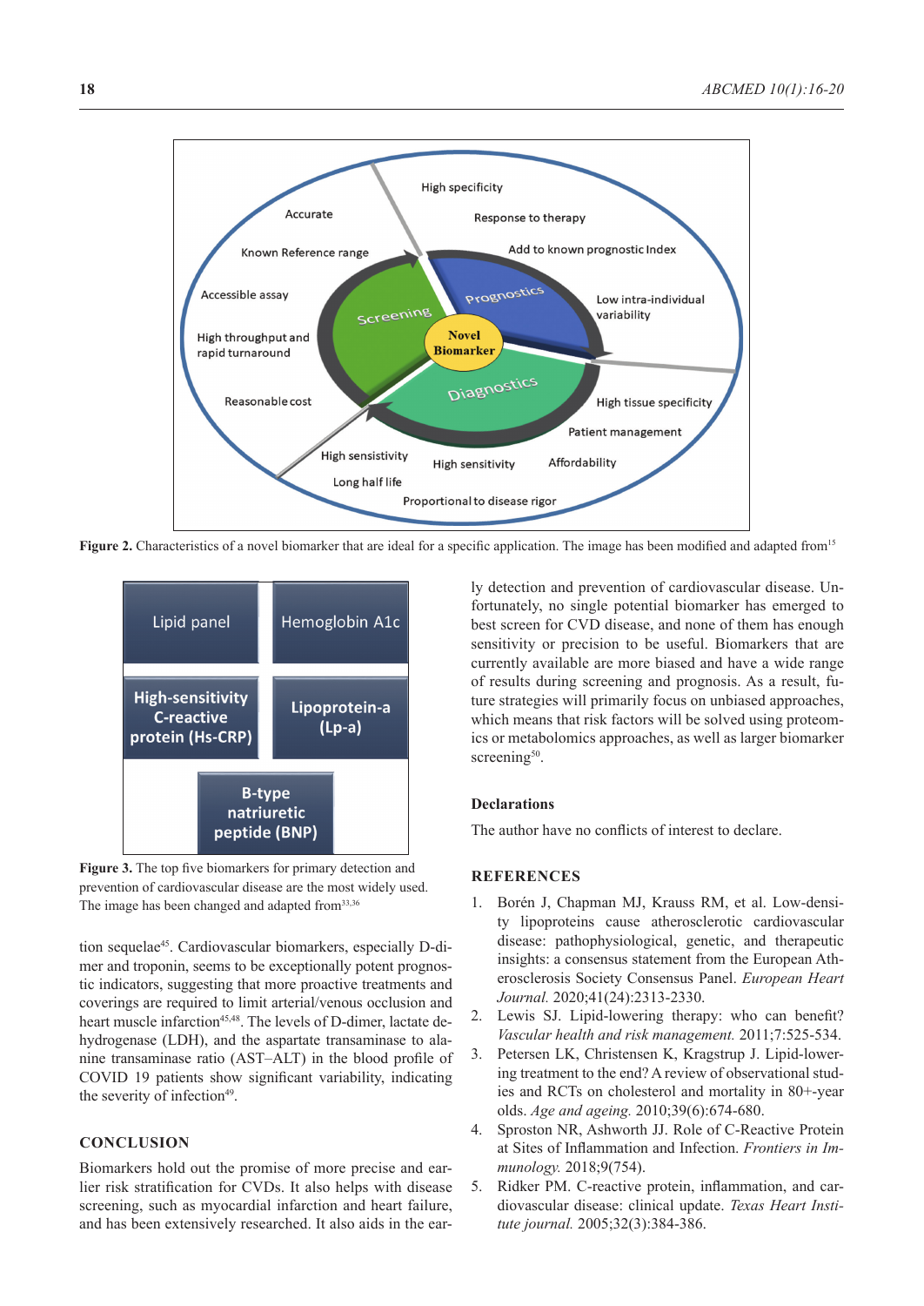Figure 2. Characteristics of a novel biomarker that are ideal for a specific application. The image has been modified and adapted from[15]

Figure 3. The top five biomarkers for primary detection and prevention of cardiovascular disease are the most widely used. The image has been changed and adapted from[33,36]

tion sequelae[45]. Cardiovascular biomarkers, especially D-dimer and troponin, seems to be exceptionally potent prognostic indicators, suggesting that more proactive treatments and coverings are required to limit arterial/venous occlusion and heart muscle infarction[45,48]. The levels of D-dimer, lactate dehydrogenase (LDH), and the aspartate transaminase to alanine transaminase ratio (AST–ALT) in the blood profile of COVID 19 patients show significant variability, indicating the severity of infection[49].

## CONCLUSION

Biomarkers hold out the promise of more precise and earlier risk stratification for CVDs. It also helps with disease screening, such as myocardial infarction and heart failure, and has been extensively researched. It also aids in the early detection and prevention of cardiovascular disease. Unfortunately, no single potential biomarker has emerged to best screen for CVD disease, and none of them has enough sensitivity or precision to be useful. Biomarkers that are currently available are more biased and have a wide range of results during screening and prognosis. As a result, future strategies will primarily focus on unbiased approaches, which means that risk factors will be solved using proteomics or metabolomics approaches, as well as larger biomarker screening[50].

### Declarations

The author have no conflicts of interest to declare.

## REFERENCES

1. Borén J, Chapman MJ, Krauss RM, et al. Low-density lipoproteins cause atherosclerotic cardiovascular disease: pathophysiological, genetic, and therapeutic insights: a consensus statement from the European Atherosclerosis Society Consensus Panel. *European Heart Journal.* 2020;41(24):2313-2330.
2. Lewis SJ. Lipid-lowering therapy: who can benefit? *Vascular health and risk management.* 2011;7:525-534.
3. Petersen LK, Christensen K, Kragstrup J. Lipid-lowering treatment to the end? A review of observational studies and RCTs on cholesterol and mortality in 80+-year olds. *Age and ageing.* 2010;39(6):674-680.
4. Sproston NR, Ashworth JJ. Role of C-Reactive Protein at Sites of Inflammation and Infection. *Frontiers in Immunology.* 2018;9(754).
5. Ridker PM. C-reactive protein, inflammation, and cardiovascular disease: clinical update. *Texas Heart Institute journal.* 2005;32(3):384-386.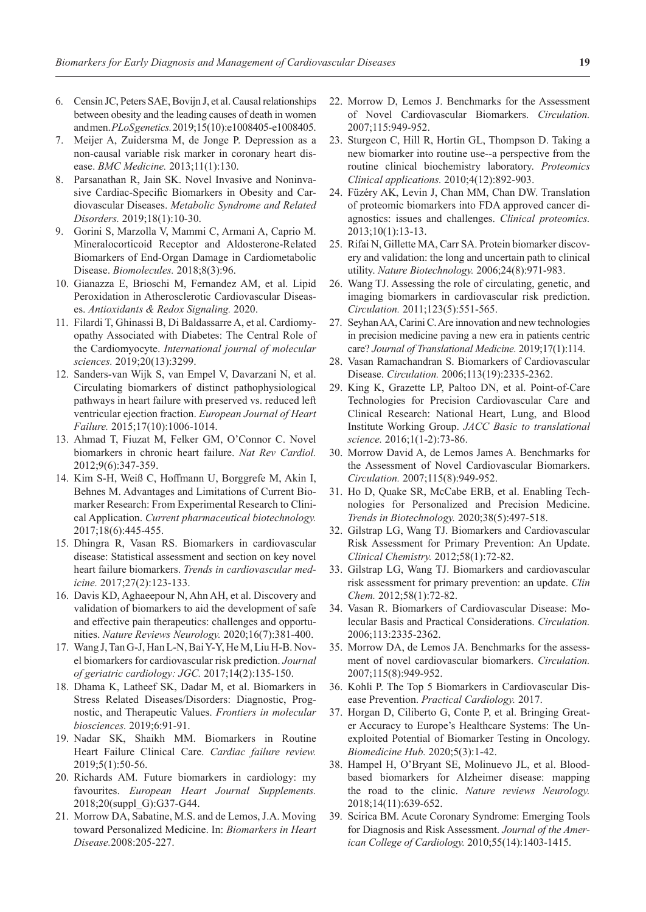6. Censin JC, Peters SAE, Bovijn J, et al. Causal relationships between obesity and the leading causes of death in women and men. *PLoS genetics.* 2019;15(10):e1008405-e1008405.
7. Meijer A, Zuidersma M, de Jonge P. Depression as a non-causal variable risk marker in coronary heart disease. *BMC Medicine.* 2013;11(1):130.
8. Parsanathan R, Jain SK. Novel Invasive and Noninvasive Cardiac-Specific Biomarkers in Obesity and Cardiovascular Diseases. *Metabolic Syndrome and Related Disorders.* 2019;18(1):10-30.
9. Gorini S, Marzolla V, Mammi C, Armani A, Caprio M. Mineralocorticoid Receptor and Aldosterone-Related Biomarkers of End-Organ Damage in Cardiometabolic Disease. *Biomolecules.* 2018;8(3):96.
10. Gianazza E, Brioschi M, Fernandez AM, et al. Lipid Peroxidation in Atherosclerotic Cardiovascular Diseases. *Antioxidants & Redox Signaling.* 2020.
11. Filardi T, Ghinassi B, Di Baldassarre A, et al. Cardiomyopathy Associated with Diabetes: The Central Role of the Cardiomyocyte. *International journal of molecular sciences.* 2019;20(13):3299.
12. Sanders-van Wijk S, van Empel V, Davarzani N, et al. Circulating biomarkers of distinct pathophysiological pathways in heart failure with preserved vs. reduced left ventricular ejection fraction. *European Journal of Heart Failure.* 2015;17(10):1006-1014.
13. Ahmad T, Fiuzat M, Felker GM, O'Connor C. Novel biomarkers in chronic heart failure. *Nat Rev Cardiol.* 2012;9(6):347-359.
14. Kim S-H, Weiß C, Hoffmann U, Borggrefe M, Akin I, Behnes M. Advantages and Limitations of Current Biomarker Research: From Experimental Research to Clinical Application. *Current pharmaceutical biotechnology.* 2017;18(6):445-455.
15. Dhingra R, Vasan RS. Biomarkers in cardiovascular disease: Statistical assessment and section on key novel heart failure biomarkers. *Trends in cardiovascular medicine.* 2017;27(2):123-133.
16. Davis KD, Aghaeepour N, Ahn AH, et al. Discovery and validation of biomarkers to aid the development of safe and effective pain therapeutics: challenges and opportunities. *Nature Reviews Neurology.* 2020;16(7):381-400.
17. Wang J, Tan G-J, Han L-N, Bai Y-Y, He M, Liu H-B. Novel biomarkers for cardiovascular risk prediction. *Journal of geriatric cardiology: JGC.* 2017;14(2):135-150.
18. Dhama K, Latheef SK, Dadar M, et al. Biomarkers in Stress Related Diseases/Disorders: Diagnostic, Prognostic, and Therapeutic Values. *Frontiers in molecular biosciences.* 2019;6:91-91.
19. Nadar SK, Shaikh MM. Biomarkers in Routine Heart Failure Clinical Care. *Cardiac failure review.* 2019;5(1):50-56.
20. Richards AM. Future biomarkers in cardiology: my favourites. *European Heart Journal Supplements.* 2018;20(suppl_G):G37-G44.
21. Morrow DA, Sabatine, M.S. and de Lemos, J.A. Moving toward Personalized Medicine. In: *Biomarkers in Heart Disease.* 2008:205-227.
22. Morrow D, Lemos J. Benchmarks for the Assessment of Novel Cardiovascular Biomarkers. *Circulation.* 2007;115:949-952.
23. Sturgeon C, Hill R, Hortin GL, Thompson D. Taking a new biomarker into routine use--a perspective from the routine clinical biochemistry laboratory. *Proteomics Clinical applications.* 2010;4(12):892-903.
24. Füzéry AK, Levin J, Chan MM, Chan DW. Translation of proteomic biomarkers into FDA approved cancer diagnostics: issues and challenges. *Clinical proteomics.* 2013;10(1):13-13.
25. Rifai N, Gillette MA, Carr SA. Protein biomarker discovery and validation: the long and uncertain path to clinical utility. *Nature Biotechnology.* 2006;24(8):971-983.
26. Wang TJ. Assessing the role of circulating, genetic, and imaging biomarkers in cardiovascular risk prediction. *Circulation.* 2011;123(5):551-565.
27. Seyhan AA, Carini C. Are innovation and new technologies in precision medicine paving a new era in patients centric care? *Journal of Translational Medicine.* 2019;17(1):114.
28. Vasan Ramachandran S. Biomarkers of Cardiovascular Disease. *Circulation.* 2006;113(19):2335-2362.
29. King K, Grazette LP, Paltoo DN, et al. Point-of-Care Technologies for Precision Cardiovascular Care and Clinical Research: National Heart, Lung, and Blood Institute Working Group. *JACC Basic to translational science.* 2016;1(1-2):73-86.
30. Morrow David A, de Lemos James A. Benchmarks for the Assessment of Novel Cardiovascular Biomarkers. *Circulation.* 2007;115(8):949-952.
31. Ho D, Quake SR, McCabe ERB, et al. Enabling Technologies for Personalized and Precision Medicine. *Trends in Biotechnology.* 2020;38(5):497-518.
32. Gilstrap LG, Wang TJ. Biomarkers and Cardiovascular Risk Assessment for Primary Prevention: An Update. *Clinical Chemistry.* 2012;58(1):72-82.
33. Gilstrap LG, Wang TJ. Biomarkers and cardiovascular risk assessment for primary prevention: an update. *Clin Chem.* 2012;58(1):72-82.
34. Vasan R. Biomarkers of Cardiovascular Disease: Molecular Basis and Practical Considerations. *Circulation.* 2006;113:2335-2362.
35. Morrow DA, de Lemos JA. Benchmarks for the assessment of novel cardiovascular biomarkers. *Circulation.* 2007;115(8):949-952.
36. Kohli P. The Top 5 Biomarkers in Cardiovascular Disease Prevention. *Practical Cardiology.* 2017.
37. Horgan D, Ciliberto G, Conte P, et al. Bringing Greater Accuracy to Europe's Healthcare Systems: The Unexploited Potential of Biomarker Testing in Oncology. *Biomedicine Hub.* 2020;5(3):1-42.
38. Hampel H, O'Bryant SE, Molinuevo JL, et al. Blood-based biomarkers for Alzheimer disease: mapping the road to the clinic. *Nature reviews Neurology.* 2018;14(11):639-652.
39. Scirica BM. Acute Coronary Syndrome: Emerging Tools for Diagnosis and Risk Assessment. *Journal of the American College of Cardiology.* 2010;55(14):1403-1415.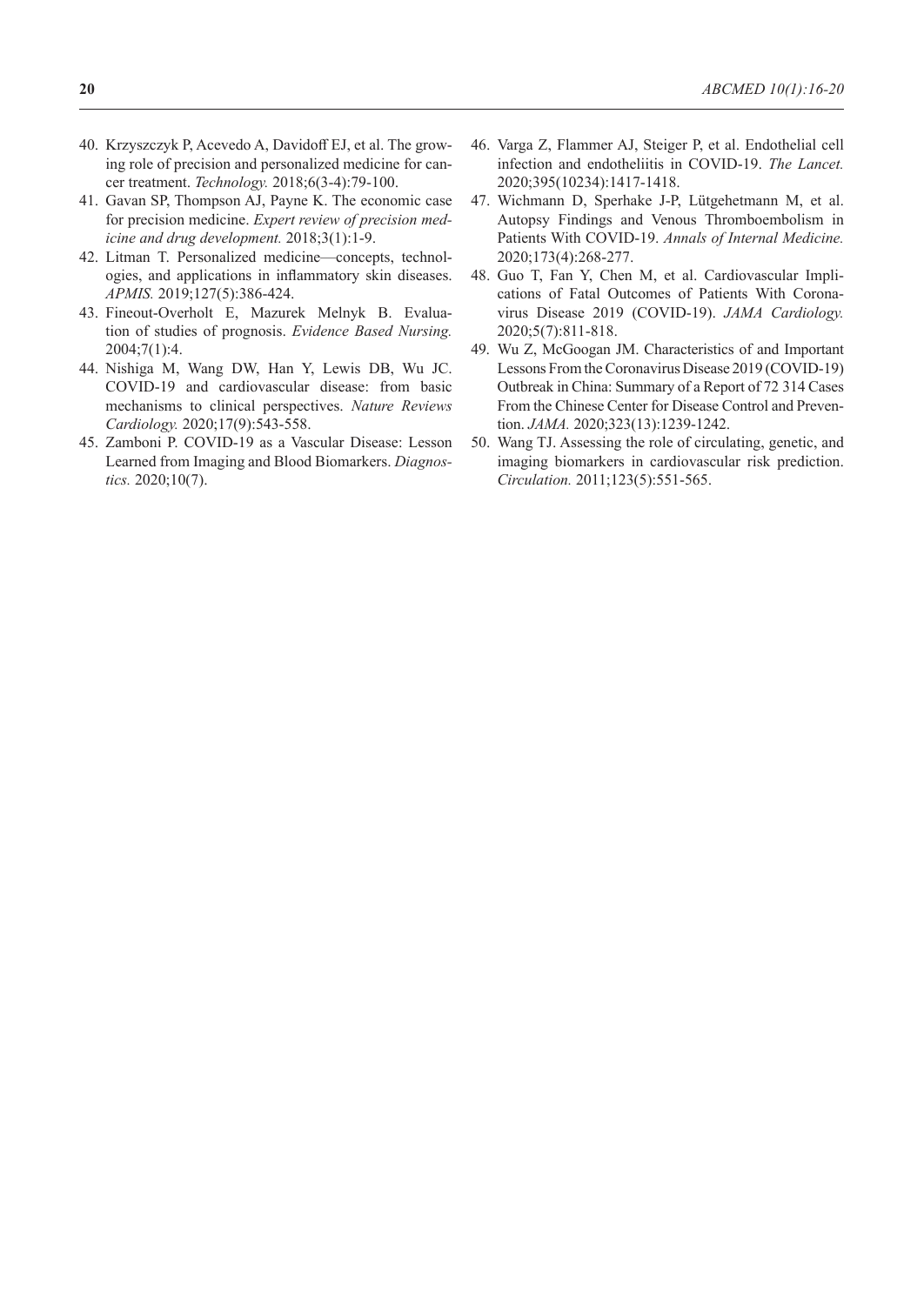40. Krzyszczyk P, Acevedo A, Davidoff EJ, et al. The growing role of precision and personalized medicine for cancer treatment. *Technology.* 2018;6(3-4):79-100.
41. Gavan SP, Thompson AJ, Payne K. The economic case for precision medicine. *Expert review of precision medicine and drug development.* 2018;3(1):1-9.
42. Litman T. Personalized medicine—concepts, technologies, and applications in inflammatory skin diseases. *APMIS.* 2019;127(5):386-424.
43. Fineout-Overholt E, Mazurek Melnyk B. Evaluation of studies of prognosis. *Evidence Based Nursing.* 2004;7(1):4.
44. Nishiga M, Wang DW, Han Y, Lewis DB, Wu JC. COVID-19 and cardiovascular disease: from basic mechanisms to clinical perspectives. *Nature Reviews Cardiology.* 2020;17(9):543-558.
45. Zamboni P. COVID-19 as a Vascular Disease: Lesson Learned from Imaging and Blood Biomarkers. *Diagnostics.* 2020;10(7).
46. Varga Z, Flammer AJ, Steiger P, et al. Endothelial cell infection and endotheliitis in COVID-19. *The Lancet.* 2020;395(10234):1417-1418.
47. Wichmann D, Sperhake J-P, Lütgehetmann M, et al. Autopsy Findings and Venous Thromboembolism in Patients With COVID-19. *Annals of Internal Medicine.* 2020;173(4):268-277.
48. Guo T, Fan Y, Chen M, et al. Cardiovascular Implications of Fatal Outcomes of Patients With Coronavirus Disease 2019 (COVID-19). *JAMA Cardiology.* 2020;5(7):811-818.
49. Wu Z, McGoogan JM. Characteristics of and Important Lessons From the Coronavirus Disease 2019 (COVID-19) Outbreak in China: Summary of a Report of 72 314 Cases From the Chinese Center for Disease Control and Prevention. *JAMA.* 2020;323(13):1239-1242.
50. Wang TJ. Assessing the role of circulating, genetic, and imaging biomarkers in cardiovascular risk prediction. *Circulation.* 2011;123(5):551-565.